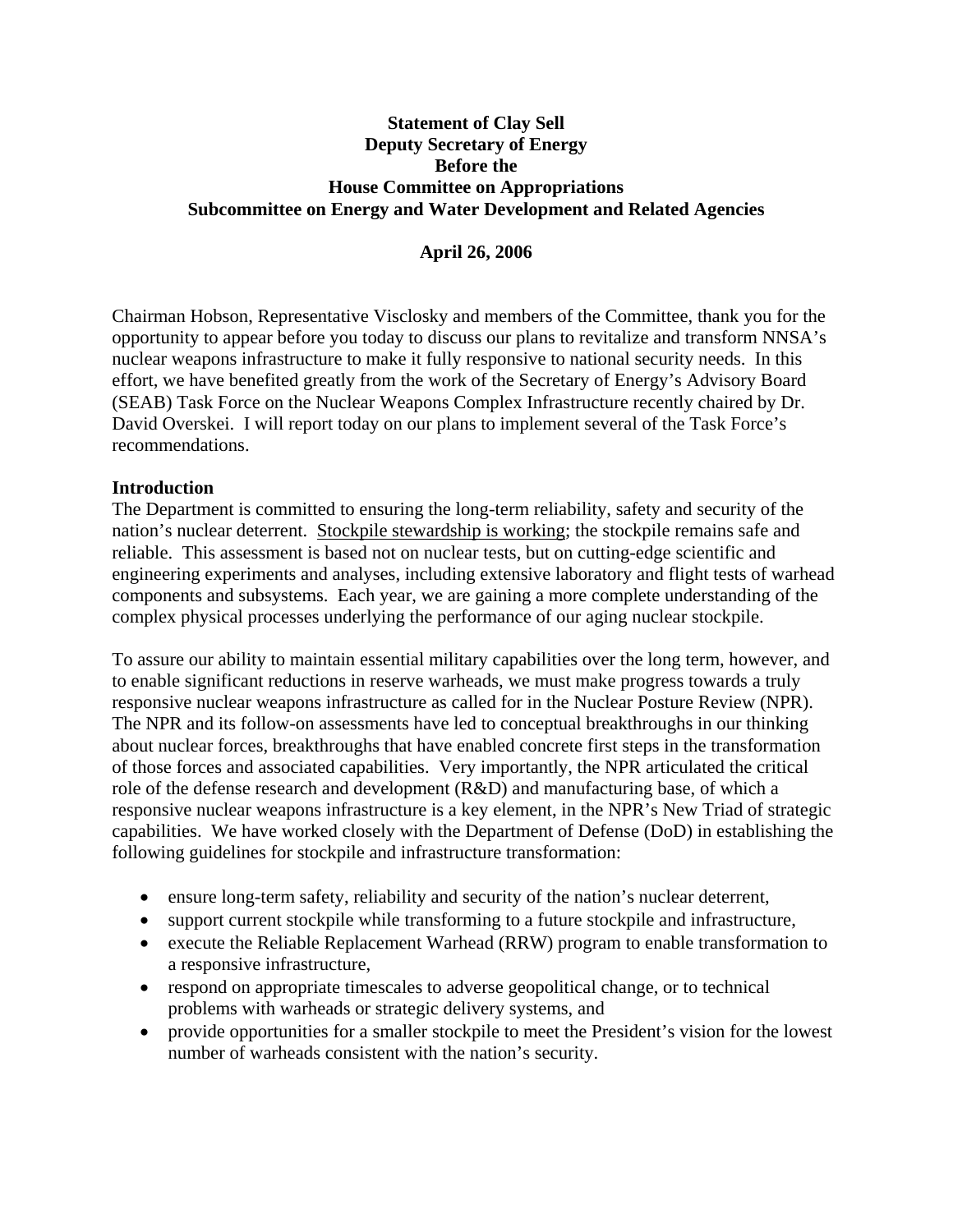**Statement of Clay Sell**
**Deputy Secretary of Energy**
**Before the**
**House Committee on Appropriations**
**Subcommittee on Energy and Water Development and Related Agencies**

**April 26, 2006**

Chairman Hobson, Representative Visclosky and members of the Committee, thank you for the opportunity to appear before you today to discuss our plans to revitalize and transform NNSA's nuclear weapons infrastructure to make it fully responsive to national security needs. In this effort, we have benefited greatly from the work of the Secretary of Energy's Advisory Board (SEAB) Task Force on the Nuclear Weapons Complex Infrastructure recently chaired by Dr. David Overskei. I will report today on our plans to implement several of the Task Force's recommendations.

## Introduction

The Department is committed to ensuring the long-term reliability, safety and security of the nation's nuclear deterrent. <u>Stockpile stewardship is working</u>; the stockpile remains safe and reliable. This assessment is based not on nuclear tests, but on cutting-edge scientific and engineering experiments and analyses, including extensive laboratory and flight tests of warhead components and subsystems. Each year, we are gaining a more complete understanding of the complex physical processes underlying the performance of our aging nuclear stockpile.

To assure our ability to maintain essential military capabilities over the long term, however, and to enable significant reductions in reserve warheads, we must make progress towards a truly responsive nuclear weapons infrastructure as called for in the Nuclear Posture Review (NPR). The NPR and its follow-on assessments have led to conceptual breakthroughs in our thinking about nuclear forces, breakthroughs that have enabled concrete first steps in the transformation of those forces and associated capabilities. Very importantly, the NPR articulated the critical role of the defense research and development (R&D) and manufacturing base, of which a responsive nuclear weapons infrastructure is a key element, in the NPR's New Triad of strategic capabilities. We have worked closely with the Department of Defense (DoD) in establishing the following guidelines for stockpile and infrastructure transformation:

- ensure long-term safety, reliability and security of the nation's nuclear deterrent,
- support current stockpile while transforming to a future stockpile and infrastructure,
- execute the Reliable Replacement Warhead (RRW) program to enable transformation to a responsive infrastructure,
- respond on appropriate timescales to adverse geopolitical change, or to technical problems with warheads or strategic delivery systems, and
- provide opportunities for a smaller stockpile to meet the President's vision for the lowest number of warheads consistent with the nation's security.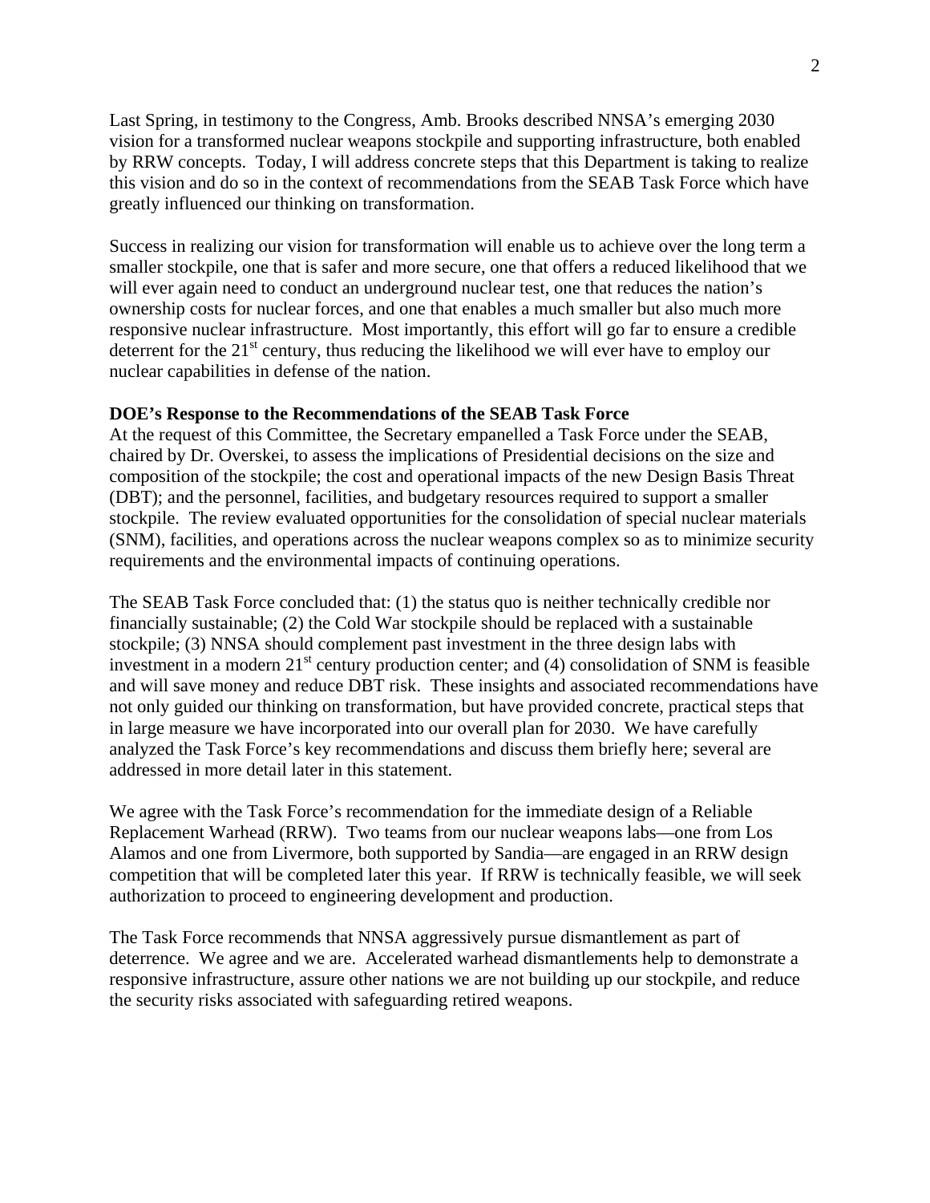Last Spring, in testimony to the Congress, Amb. Brooks described NNSA's emerging 2030 vision for a transformed nuclear weapons stockpile and supporting infrastructure, both enabled by RRW concepts. Today, I will address concrete steps that this Department is taking to realize this vision and do so in the context of recommendations from the SEAB Task Force which have greatly influenced our thinking on transformation.

Success in realizing our vision for transformation will enable us to achieve over the long term a smaller stockpile, one that is safer and more secure, one that offers a reduced likelihood that we will ever again need to conduct an underground nuclear test, one that reduces the nation's ownership costs for nuclear forces, and one that enables a much smaller but also much more responsive nuclear infrastructure. Most importantly, this effort will go far to ensure a credible deterrent for the 21st century, thus reducing the likelihood we will ever have to employ our nuclear capabilities in defense of the nation.

**DOE's Response to the Recommendations of the SEAB Task Force**

At the request of this Committee, the Secretary empanelled a Task Force under the SEAB, chaired by Dr. Overskei, to assess the implications of Presidential decisions on the size and composition of the stockpile; the cost and operational impacts of the new Design Basis Threat (DBT); and the personnel, facilities, and budgetary resources required to support a smaller stockpile. The review evaluated opportunities for the consolidation of special nuclear materials (SNM), facilities, and operations across the nuclear weapons complex so as to minimize security requirements and the environmental impacts of continuing operations.

The SEAB Task Force concluded that: (1) the status quo is neither technically credible nor financially sustainable; (2) the Cold War stockpile should be replaced with a sustainable stockpile; (3) NNSA should complement past investment in the three design labs with investment in a modern 21st century production center; and (4) consolidation of SNM is feasible and will save money and reduce DBT risk. These insights and associated recommendations have not only guided our thinking on transformation, but have provided concrete, practical steps that in large measure we have incorporated into our overall plan for 2030. We have carefully analyzed the Task Force's key recommendations and discuss them briefly here; several are addressed in more detail later in this statement.

We agree with the Task Force's recommendation for the immediate design of a Reliable Replacement Warhead (RRW). Two teams from our nuclear weapons labs—one from Los Alamos and one from Livermore, both supported by Sandia—are engaged in an RRW design competition that will be completed later this year. If RRW is technically feasible, we will seek authorization to proceed to engineering development and production.

The Task Force recommends that NNSA aggressively pursue dismantlement as part of deterrence. We agree and we are. Accelerated warhead dismantlements help to demonstrate a responsive infrastructure, assure other nations we are not building up our stockpile, and reduce the security risks associated with safeguarding retired weapons.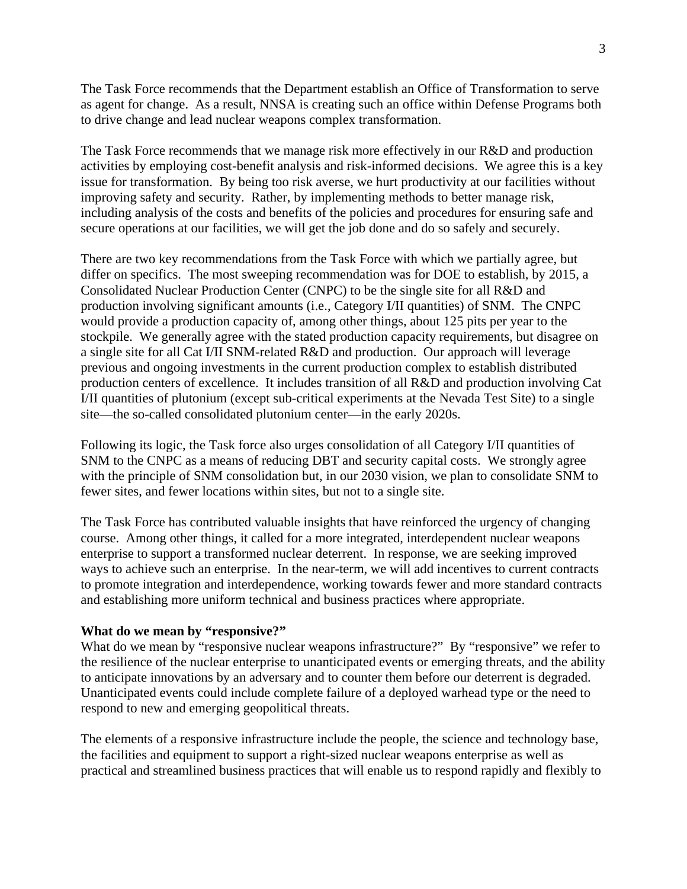The Task Force recommends that the Department establish an Office of Transformation to serve as agent for change. As a result, NNSA is creating such an office within Defense Programs both to drive change and lead nuclear weapons complex transformation.

The Task Force recommends that we manage risk more effectively in our R&D and production activities by employing cost-benefit analysis and risk-informed decisions. We agree this is a key issue for transformation. By being too risk averse, we hurt productivity at our facilities without improving safety and security. Rather, by implementing methods to better manage risk, including analysis of the costs and benefits of the policies and procedures for ensuring safe and secure operations at our facilities, we will get the job done and do so safely and securely.

There are two key recommendations from the Task Force with which we partially agree, but differ on specifics. The most sweeping recommendation was for DOE to establish, by 2015, a Consolidated Nuclear Production Center (CNPC) to be the single site for all R&D and production involving significant amounts (i.e., Category I/II quantities) of SNM. The CNPC would provide a production capacity of, among other things, about 125 pits per year to the stockpile. We generally agree with the stated production capacity requirements, but disagree on a single site for all Cat I/II SNM-related R&D and production. Our approach will leverage previous and ongoing investments in the current production complex to establish distributed production centers of excellence. It includes transition of all R&D and production involving Cat I/II quantities of plutonium (except sub-critical experiments at the Nevada Test Site) to a single site—the so-called consolidated plutonium center—in the early 2020s.

Following its logic, the Task force also urges consolidation of all Category I/II quantities of SNM to the CNPC as a means of reducing DBT and security capital costs. We strongly agree with the principle of SNM consolidation but, in our 2030 vision, we plan to consolidate SNM to fewer sites, and fewer locations within sites, but not to a single site.

The Task Force has contributed valuable insights that have reinforced the urgency of changing course. Among other things, it called for a more integrated, interdependent nuclear weapons enterprise to support a transformed nuclear deterrent. In response, we are seeking improved ways to achieve such an enterprise. In the near-term, we will add incentives to current contracts to promote integration and interdependence, working towards fewer and more standard contracts and establishing more uniform technical and business practices where appropriate.

**What do we mean by "responsive?"**

What do we mean by "responsive nuclear weapons infrastructure?" By "responsive" we refer to the resilience of the nuclear enterprise to unanticipated events or emerging threats, and the ability to anticipate innovations by an adversary and to counter them before our deterrent is degraded. Unanticipated events could include complete failure of a deployed warhead type or the need to respond to new and emerging geopolitical threats.

The elements of a responsive infrastructure include the people, the science and technology base, the facilities and equipment to support a right-sized nuclear weapons enterprise as well as practical and streamlined business practices that will enable us to respond rapidly and flexibly to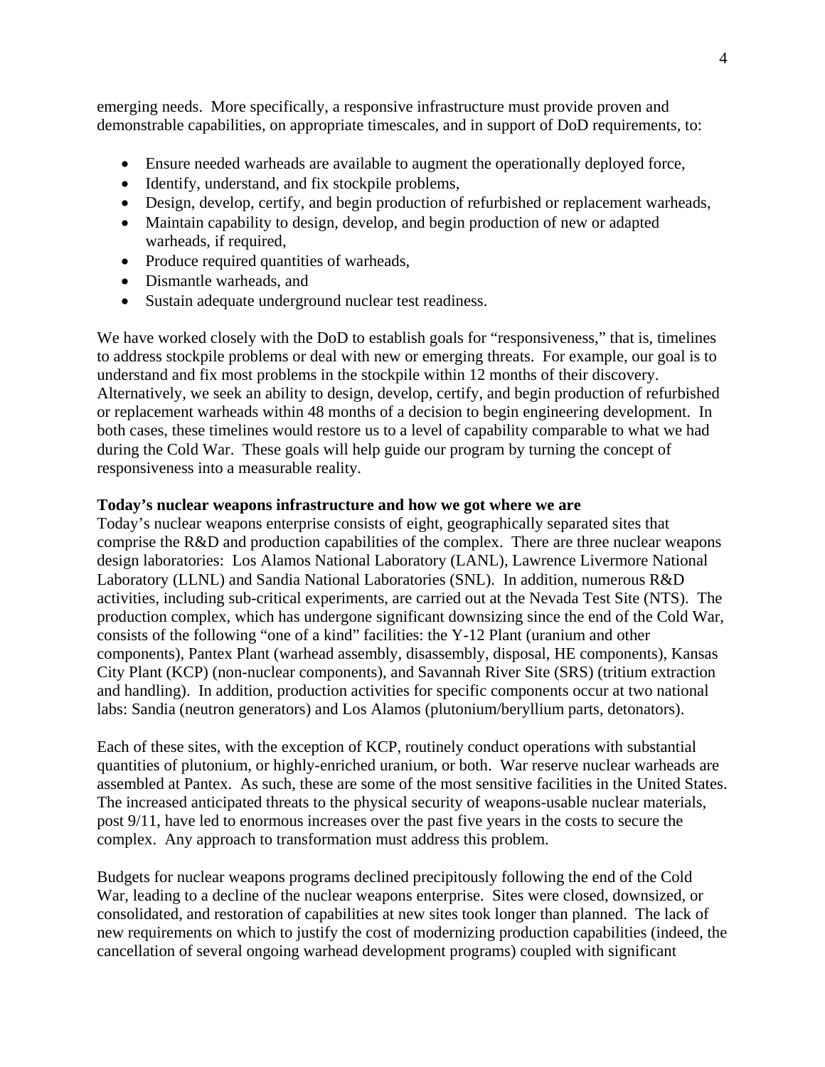emerging needs. More specifically, a responsive infrastructure must provide proven and demonstrable capabilities, on appropriate timescales, and in support of DoD requirements, to:

- Ensure needed warheads are available to augment the operationally deployed force,
- Identify, understand, and fix stockpile problems,
- Design, develop, certify, and begin production of refurbished or replacement warheads,
- Maintain capability to design, develop, and begin production of new or adapted warheads, if required,
- Produce required quantities of warheads,
- Dismantle warheads, and
- Sustain adequate underground nuclear test readiness.

We have worked closely with the DoD to establish goals for "responsiveness," that is, timelines to address stockpile problems or deal with new or emerging threats. For example, our goal is to understand and fix most problems in the stockpile within 12 months of their discovery. Alternatively, we seek an ability to design, develop, certify, and begin production of refurbished or replacement warheads within 48 months of a decision to begin engineering development. In both cases, these timelines would restore us to a level of capability comparable to what we had during the Cold War. These goals will help guide our program by turning the concept of responsiveness into a measurable reality.

**Today's nuclear weapons infrastructure and how we got where we are**

Today's nuclear weapons enterprise consists of eight, geographically separated sites that comprise the R&D and production capabilities of the complex. There are three nuclear weapons design laboratories: Los Alamos National Laboratory (LANL), Lawrence Livermore National Laboratory (LLNL) and Sandia National Laboratories (SNL). In addition, numerous R&D activities, including sub-critical experiments, are carried out at the Nevada Test Site (NTS). The production complex, which has undergone significant downsizing since the end of the Cold War, consists of the following "one of a kind" facilities: the Y-12 Plant (uranium and other components), Pantex Plant (warhead assembly, disassembly, disposal, HE components), Kansas City Plant (KCP) (non-nuclear components), and Savannah River Site (SRS) (tritium extraction and handling). In addition, production activities for specific components occur at two national labs: Sandia (neutron generators) and Los Alamos (plutonium/beryllium parts, detonators).

Each of these sites, with the exception of KCP, routinely conduct operations with substantial quantities of plutonium, or highly-enriched uranium, or both. War reserve nuclear warheads are assembled at Pantex. As such, these are some of the most sensitive facilities in the United States. The increased anticipated threats to the physical security of weapons-usable nuclear materials, post 9/11, have led to enormous increases over the past five years in the costs to secure the complex. Any approach to transformation must address this problem.

Budgets for nuclear weapons programs declined precipitously following the end of the Cold War, leading to a decline of the nuclear weapons enterprise. Sites were closed, downsized, or consolidated, and restoration of capabilities at new sites took longer than planned. The lack of new requirements on which to justify the cost of modernizing production capabilities (indeed, the cancellation of several ongoing warhead development programs) coupled with significant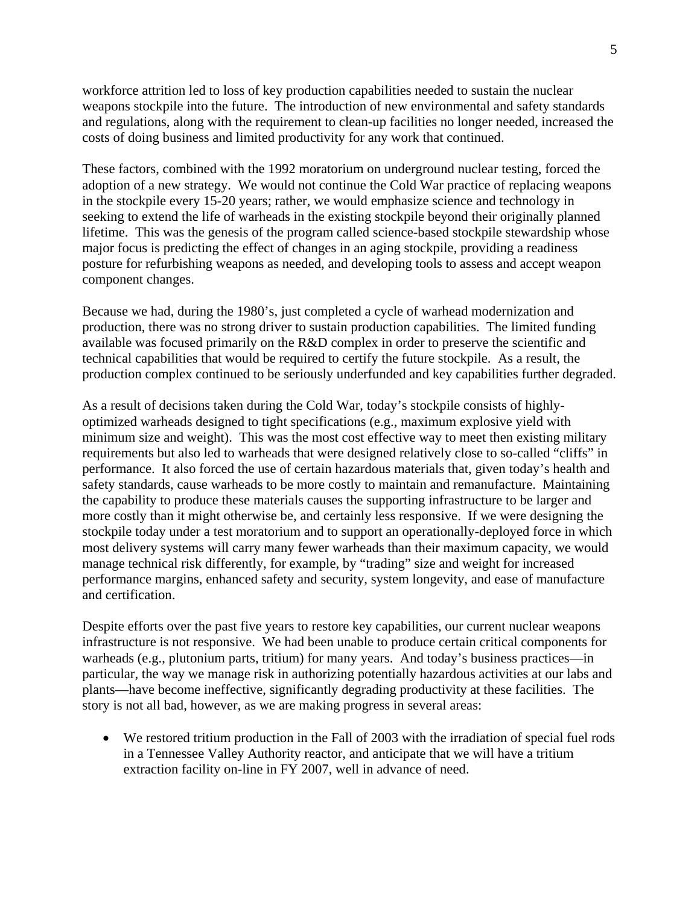workforce attrition led to loss of key production capabilities needed to sustain the nuclear weapons stockpile into the future. The introduction of new environmental and safety standards and regulations, along with the requirement to clean-up facilities no longer needed, increased the costs of doing business and limited productivity for any work that continued.

These factors, combined with the 1992 moratorium on underground nuclear testing, forced the adoption of a new strategy. We would not continue the Cold War practice of replacing weapons in the stockpile every 15-20 years; rather, we would emphasize science and technology in seeking to extend the life of warheads in the existing stockpile beyond their originally planned lifetime. This was the genesis of the program called science-based stockpile stewardship whose major focus is predicting the effect of changes in an aging stockpile, providing a readiness posture for refurbishing weapons as needed, and developing tools to assess and accept weapon component changes.

Because we had, during the 1980's, just completed a cycle of warhead modernization and production, there was no strong driver to sustain production capabilities. The limited funding available was focused primarily on the R&D complex in order to preserve the scientific and technical capabilities that would be required to certify the future stockpile. As a result, the production complex continued to be seriously underfunded and key capabilities further degraded.

As a result of decisions taken during the Cold War, today's stockpile consists of highly-optimized warheads designed to tight specifications (e.g., maximum explosive yield with minimum size and weight). This was the most cost effective way to meet then existing military requirements but also led to warheads that were designed relatively close to so-called "cliffs" in performance. It also forced the use of certain hazardous materials that, given today's health and safety standards, cause warheads to be more costly to maintain and remanufacture. Maintaining the capability to produce these materials causes the supporting infrastructure to be larger and more costly than it might otherwise be, and certainly less responsive. If we were designing the stockpile today under a test moratorium and to support an operationally-deployed force in which most delivery systems will carry many fewer warheads than their maximum capacity, we would manage technical risk differently, for example, by "trading" size and weight for increased performance margins, enhanced safety and security, system longevity, and ease of manufacture and certification.

Despite efforts over the past five years to restore key capabilities, our current nuclear weapons infrastructure is not responsive. We had been unable to produce certain critical components for warheads (e.g., plutonium parts, tritium) for many years. And today's business practices—in particular, the way we manage risk in authorizing potentially hazardous activities at our labs and plants—have become ineffective, significantly degrading productivity at these facilities. The story is not all bad, however, as we are making progress in several areas:

- We restored tritium production in the Fall of 2003 with the irradiation of special fuel rods in a Tennessee Valley Authority reactor, and anticipate that we will have a tritium extraction facility on-line in FY 2007, well in advance of need.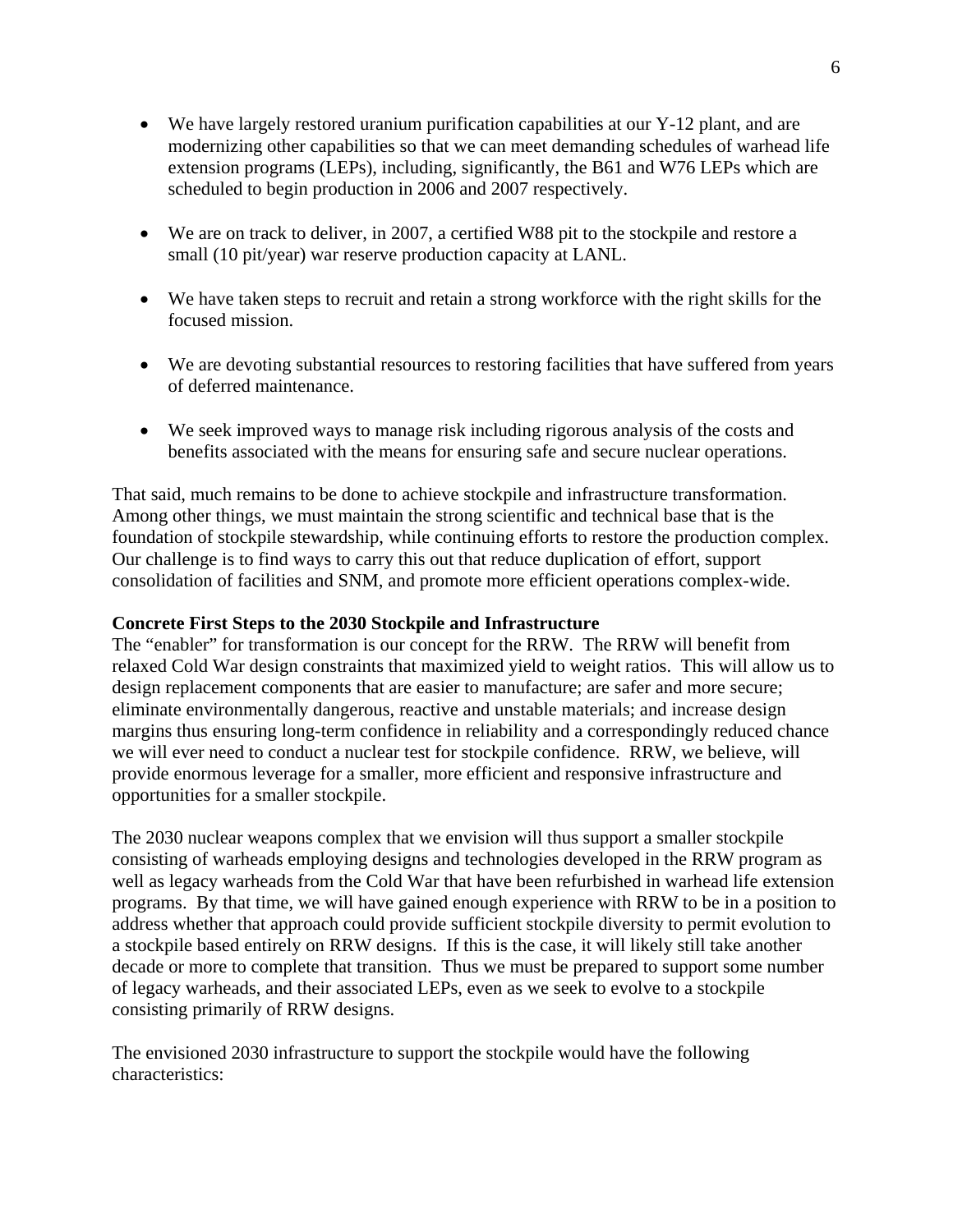- We have largely restored uranium purification capabilities at our Y-12 plant, and are modernizing other capabilities so that we can meet demanding schedules of warhead life extension programs (LEPs), including, significantly, the B61 and W76 LEPs which are scheduled to begin production in 2006 and 2007 respectively.

- We are on track to deliver, in 2007, a certified W88 pit to the stockpile and restore a small (10 pit/year) war reserve production capacity at LANL.

- We have taken steps to recruit and retain a strong workforce with the right skills for the focused mission.

- We are devoting substantial resources to restoring facilities that have suffered from years of deferred maintenance.

- We seek improved ways to manage risk including rigorous analysis of the costs and benefits associated with the means for ensuring safe and secure nuclear operations.

That said, much remains to be done to achieve stockpile and infrastructure transformation. Among other things, we must maintain the strong scientific and technical base that is the foundation of stockpile stewardship, while continuing efforts to restore the production complex. Our challenge is to find ways to carry this out that reduce duplication of effort, support consolidation of facilities and SNM, and promote more efficient operations complex-wide.

**Concrete First Steps to the 2030 Stockpile and Infrastructure**

The "enabler" for transformation is our concept for the RRW. The RRW will benefit from relaxed Cold War design constraints that maximized yield to weight ratios. This will allow us to design replacement components that are easier to manufacture; are safer and more secure; eliminate environmentally dangerous, reactive and unstable materials; and increase design margins thus ensuring long-term confidence in reliability and a correspondingly reduced chance we will ever need to conduct a nuclear test for stockpile confidence. RRW, we believe, will provide enormous leverage for a smaller, more efficient and responsive infrastructure and opportunities for a smaller stockpile.

The 2030 nuclear weapons complex that we envision will thus support a smaller stockpile consisting of warheads employing designs and technologies developed in the RRW program as well as legacy warheads from the Cold War that have been refurbished in warhead life extension programs. By that time, we will have gained enough experience with RRW to be in a position to address whether that approach could provide sufficient stockpile diversity to permit evolution to a stockpile based entirely on RRW designs. If this is the case, it will likely still take another decade or more to complete that transition. Thus we must be prepared to support some number of legacy warheads, and their associated LEPs, even as we seek to evolve to a stockpile consisting primarily of RRW designs.

The envisioned 2030 infrastructure to support the stockpile would have the following characteristics: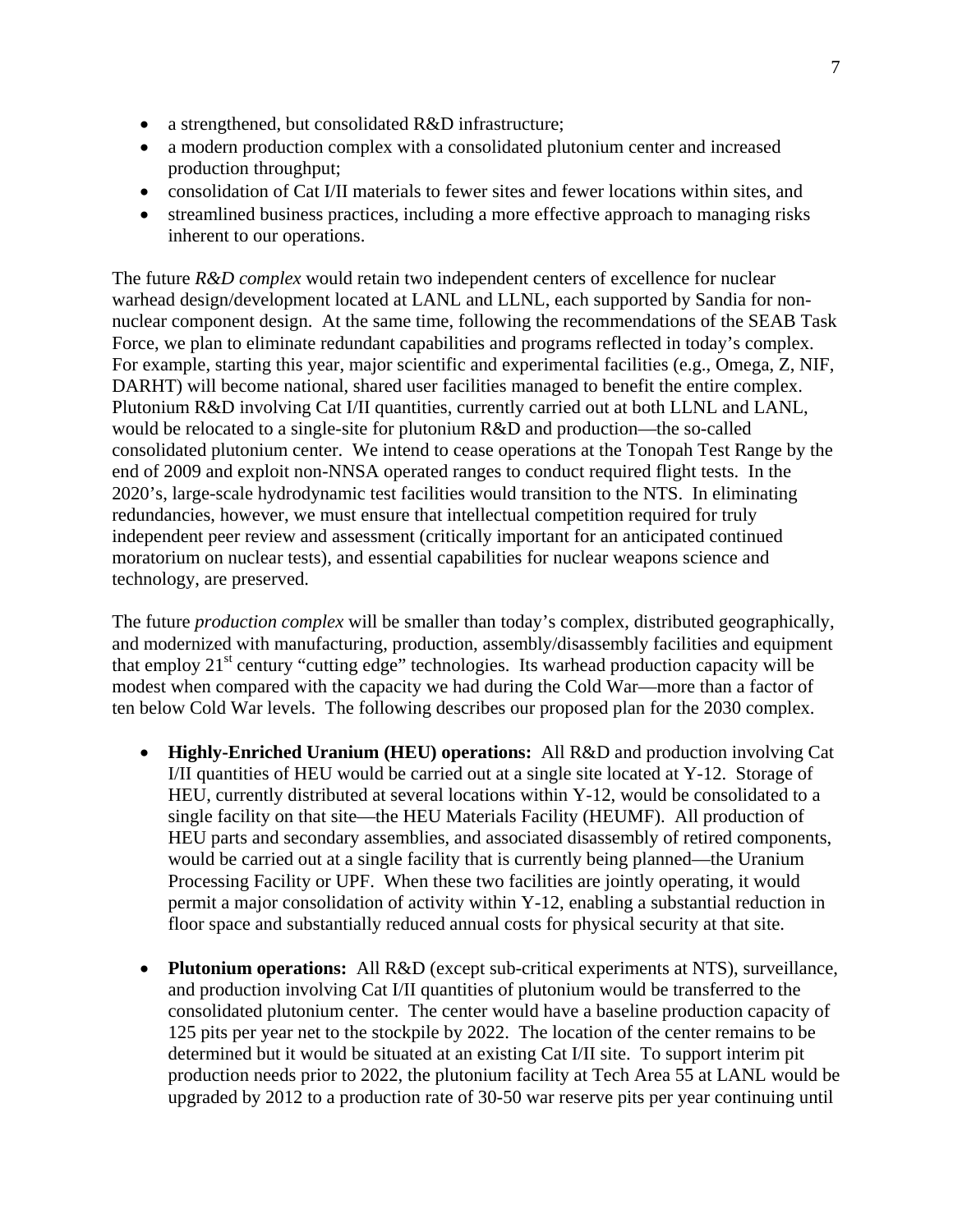- a strengthened, but consolidated R&D infrastructure;
- a modern production complex with a consolidated plutonium center and increased production throughput;
- consolidation of Cat I/II materials to fewer sites and fewer locations within sites, and
- streamlined business practices, including a more effective approach to managing risks inherent to our operations.

The future *R&D complex* would retain two independent centers of excellence for nuclear warhead design/development located at LANL and LLNL, each supported by Sandia for non-nuclear component design. At the same time, following the recommendations of the SEAB Task Force, we plan to eliminate redundant capabilities and programs reflected in today's complex. For example, starting this year, major scientific and experimental facilities (e.g., Omega, Z, NIF, DARHT) will become national, shared user facilities managed to benefit the entire complex. Plutonium R&D involving Cat I/II quantities, currently carried out at both LLNL and LANL, would be relocated to a single-site for plutonium R&D and production—the so-called consolidated plutonium center. We intend to cease operations at the Tonopah Test Range by the end of 2009 and exploit non-NNSA operated ranges to conduct required flight tests. In the 2020's, large-scale hydrodynamic test facilities would transition to the NTS. In eliminating redundancies, however, we must ensure that intellectual competition required for truly independent peer review and assessment (critically important for an anticipated continued moratorium on nuclear tests), and essential capabilities for nuclear weapons science and technology, are preserved.

The future *production complex* will be smaller than today's complex, distributed geographically, and modernized with manufacturing, production, assembly/disassembly facilities and equipment that employ 21st century "cutting edge" technologies. Its warhead production capacity will be modest when compared with the capacity we had during the Cold War—more than a factor of ten below Cold War levels. The following describes our proposed plan for the 2030 complex.

- **Highly-Enriched Uranium (HEU) operations:** All R&D and production involving Cat I/II quantities of HEU would be carried out at a single site located at Y-12. Storage of HEU, currently distributed at several locations within Y-12, would be consolidated to a single facility on that site—the HEU Materials Facility (HEUMF). All production of HEU parts and secondary assemblies, and associated disassembly of retired components, would be carried out at a single facility that is currently being planned—the Uranium Processing Facility or UPF. When these two facilities are jointly operating, it would permit a major consolidation of activity within Y-12, enabling a substantial reduction in floor space and substantially reduced annual costs for physical security at that site.

- **Plutonium operations:** All R&D (except sub-critical experiments at NTS), surveillance, and production involving Cat I/II quantities of plutonium would be transferred to the consolidated plutonium center. The center would have a baseline production capacity of 125 pits per year net to the stockpile by 2022. The location of the center remains to be determined but it would be situated at an existing Cat I/II site. To support interim pit production needs prior to 2022, the plutonium facility at Tech Area 55 at LANL would be upgraded by 2012 to a production rate of 30-50 war reserve pits per year continuing until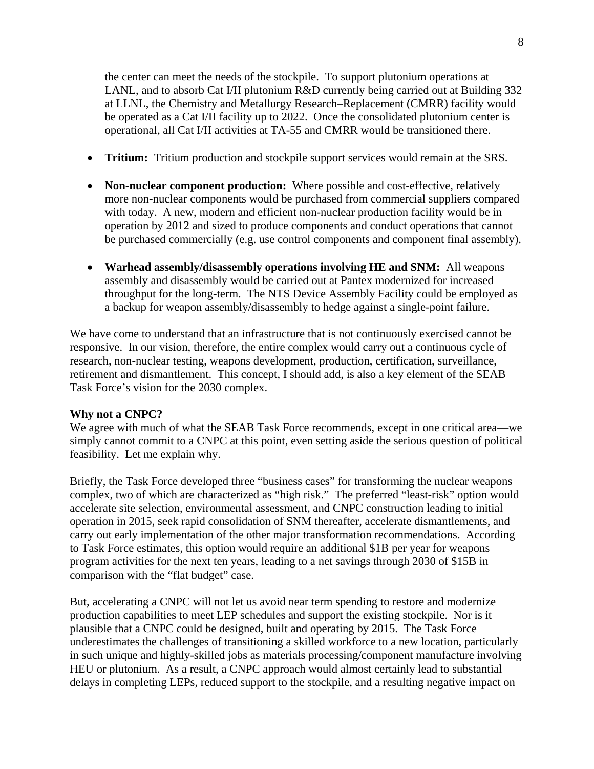the center can meet the needs of the stockpile. To support plutonium operations at LANL, and to absorb Cat I/II plutonium R&D currently being carried out at Building 332 at LLNL, the Chemistry and Metallurgy Research–Replacement (CMRR) facility would be operated as a Cat I/II facility up to 2022. Once the consolidated plutonium center is operational, all Cat I/II activities at TA-55 and CMRR would be transitioned there.

- **Tritium:** Tritium production and stockpile support services would remain at the SRS.

- **Non-nuclear component production:** Where possible and cost-effective, relatively more non-nuclear components would be purchased from commercial suppliers compared with today. A new, modern and efficient non-nuclear production facility would be in operation by 2012 and sized to produce components and conduct operations that cannot be purchased commercially (e.g. use control components and component final assembly).

- **Warhead assembly/disassembly operations involving HE and SNM:** All weapons assembly and disassembly would be carried out at Pantex modernized for increased throughput for the long-term. The NTS Device Assembly Facility could be employed as a backup for weapon assembly/disassembly to hedge against a single-point failure.

We have come to understand that an infrastructure that is not continuously exercised cannot be responsive. In our vision, therefore, the entire complex would carry out a continuous cycle of research, non-nuclear testing, weapons development, production, certification, surveillance, retirement and dismantlement. This concept, I should add, is also a key element of the SEAB Task Force's vision for the 2030 complex.

**Why not a CNPC?**

We agree with much of what the SEAB Task Force recommends, except in one critical area—we simply cannot commit to a CNPC at this point, even setting aside the serious question of political feasibility. Let me explain why.

Briefly, the Task Force developed three "business cases" for transforming the nuclear weapons complex, two of which are characterized as "high risk." The preferred "least-risk" option would accelerate site selection, environmental assessment, and CNPC construction leading to initial operation in 2015, seek rapid consolidation of SNM thereafter, accelerate dismantlements, and carry out early implementation of the other major transformation recommendations. According to Task Force estimates, this option would require an additional $1B per year for weapons program activities for the next ten years, leading to a net savings through 2030 of $15B in comparison with the "flat budget" case.

But, accelerating a CNPC will not let us avoid near term spending to restore and modernize production capabilities to meet LEP schedules and support the existing stockpile. Nor is it plausible that a CNPC could be designed, built and operating by 2015. The Task Force underestimates the challenges of transitioning a skilled workforce to a new location, particularly in such unique and highly-skilled jobs as materials processing/component manufacture involving HEU or plutonium. As a result, a CNPC approach would almost certainly lead to substantial delays in completing LEPs, reduced support to the stockpile, and a resulting negative impact on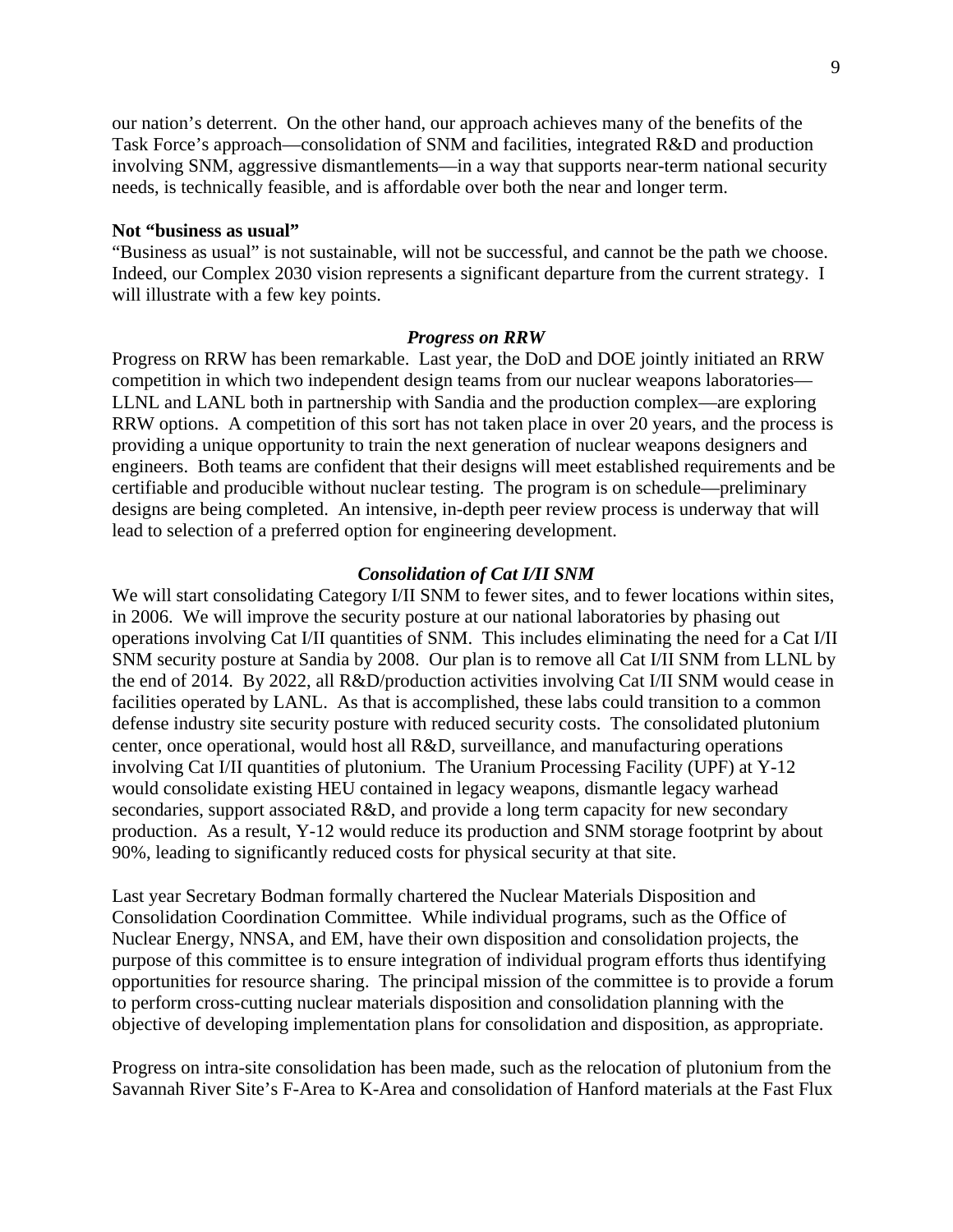our nation's deterrent. On the other hand, our approach achieves many of the benefits of the Task Force's approach—consolidation of SNM and facilities, integrated R&D and production involving SNM, aggressive dismantlements—in a way that supports near-term national security needs, is technically feasible, and is affordable over both the near and longer term.

**Not "business as usual"**

"Business as usual" is not sustainable, will not be successful, and cannot be the path we choose. Indeed, our Complex 2030 vision represents a significant departure from the current strategy. I will illustrate with a few key points.

***Progress on RRW***

Progress on RRW has been remarkable. Last year, the DoD and DOE jointly initiated an RRW competition in which two independent design teams from our nuclear weapons laboratories—LLNL and LANL both in partnership with Sandia and the production complex—are exploring RRW options. A competition of this sort has not taken place in over 20 years, and the process is providing a unique opportunity to train the next generation of nuclear weapons designers and engineers. Both teams are confident that their designs will meet established requirements and be certifiable and producible without nuclear testing. The program is on schedule—preliminary designs are being completed. An intensive, in-depth peer review process is underway that will lead to selection of a preferred option for engineering development.

***Consolidation of Cat I/II SNM***

We will start consolidating Category I/II SNM to fewer sites, and to fewer locations within sites, in 2006. We will improve the security posture at our national laboratories by phasing out operations involving Cat I/II quantities of SNM. This includes eliminating the need for a Cat I/II SNM security posture at Sandia by 2008. Our plan is to remove all Cat I/II SNM from LLNL by the end of 2014. By 2022, all R&D/production activities involving Cat I/II SNM would cease in facilities operated by LANL. As that is accomplished, these labs could transition to a common defense industry site security posture with reduced security costs. The consolidated plutonium center, once operational, would host all R&D, surveillance, and manufacturing operations involving Cat I/II quantities of plutonium. The Uranium Processing Facility (UPF) at Y-12 would consolidate existing HEU contained in legacy weapons, dismantle legacy warhead secondaries, support associated R&D, and provide a long term capacity for new secondary production. As a result, Y-12 would reduce its production and SNM storage footprint by about 90%, leading to significantly reduced costs for physical security at that site.

Last year Secretary Bodman formally chartered the Nuclear Materials Disposition and Consolidation Coordination Committee. While individual programs, such as the Office of Nuclear Energy, NNSA, and EM, have their own disposition and consolidation projects, the purpose of this committee is to ensure integration of individual program efforts thus identifying opportunities for resource sharing. The principal mission of the committee is to provide a forum to perform cross-cutting nuclear materials disposition and consolidation planning with the objective of developing implementation plans for consolidation and disposition, as appropriate.

Progress on intra-site consolidation has been made, such as the relocation of plutonium from the Savannah River Site's F-Area to K-Area and consolidation of Hanford materials at the Fast Flux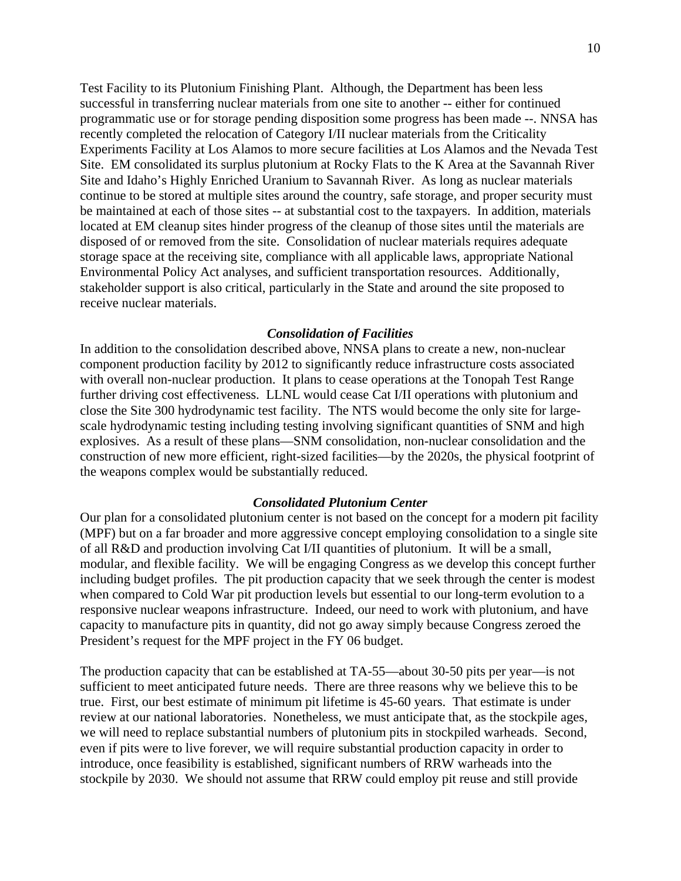Test Facility to its Plutonium Finishing Plant. Although, the Department has been less successful in transferring nuclear materials from one site to another -- either for continued programmatic use or for storage pending disposition some progress has been made --. NNSA has recently completed the relocation of Category I/II nuclear materials from the Criticality Experiments Facility at Los Alamos to more secure facilities at Los Alamos and the Nevada Test Site. EM consolidated its surplus plutonium at Rocky Flats to the K Area at the Savannah River Site and Idaho's Highly Enriched Uranium to Savannah River. As long as nuclear materials continue to be stored at multiple sites around the country, safe storage, and proper security must be maintained at each of those sites -- at substantial cost to the taxpayers. In addition, materials located at EM cleanup sites hinder progress of the cleanup of those sites until the materials are disposed of or removed from the site. Consolidation of nuclear materials requires adequate storage space at the receiving site, compliance with all applicable laws, appropriate National Environmental Policy Act analyses, and sufficient transportation resources. Additionally, stakeholder support is also critical, particularly in the State and around the site proposed to receive nuclear materials.

### *Consolidation of Facilities*

In addition to the consolidation described above, NNSA plans to create a new, non-nuclear component production facility by 2012 to significantly reduce infrastructure costs associated with overall non-nuclear production. It plans to cease operations at the Tonopah Test Range further driving cost effectiveness. LLNL would cease Cat I/II operations with plutonium and close the Site 300 hydrodynamic test facility. The NTS would become the only site for large-scale hydrodynamic testing including testing involving significant quantities of SNM and high explosives. As a result of these plans—SNM consolidation, non-nuclear consolidation and the construction of new more efficient, right-sized facilities—by the 2020s, the physical footprint of the weapons complex would be substantially reduced.

### *Consolidated Plutonium Center*

Our plan for a consolidated plutonium center is not based on the concept for a modern pit facility (MPF) but on a far broader and more aggressive concept employing consolidation to a single site of all R&D and production involving Cat I/II quantities of plutonium. It will be a small, modular, and flexible facility. We will be engaging Congress as we develop this concept further including budget profiles. The pit production capacity that we seek through the center is modest when compared to Cold War pit production levels but essential to our long-term evolution to a responsive nuclear weapons infrastructure. Indeed, our need to work with plutonium, and have capacity to manufacture pits in quantity, did not go away simply because Congress zeroed the President's request for the MPF project in the FY 06 budget.

The production capacity that can be established at TA-55—about 30-50 pits per year—is not sufficient to meet anticipated future needs. There are three reasons why we believe this to be true. First, our best estimate of minimum pit lifetime is 45-60 years. That estimate is under review at our national laboratories. Nonetheless, we must anticipate that, as the stockpile ages, we will need to replace substantial numbers of plutonium pits in stockpiled warheads. Second, even if pits were to live forever, we will require substantial production capacity in order to introduce, once feasibility is established, significant numbers of RRW warheads into the stockpile by 2030. We should not assume that RRW could employ pit reuse and still provide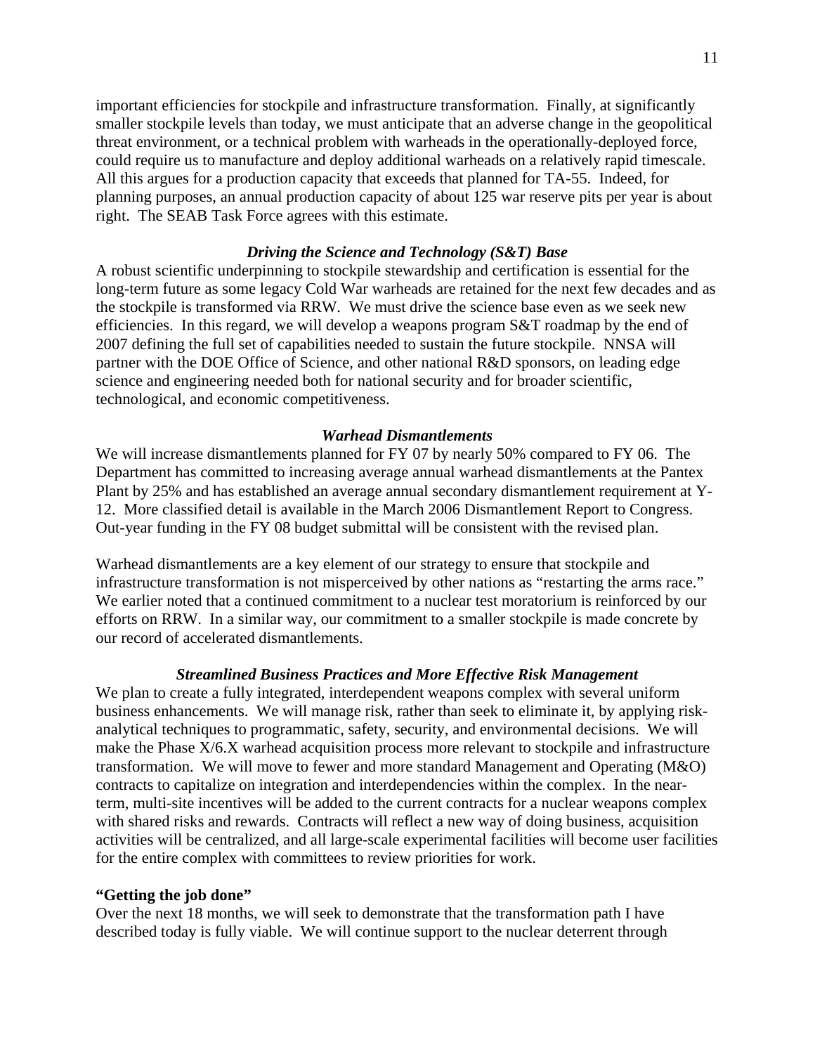important efficiencies for stockpile and infrastructure transformation. Finally, at significantly smaller stockpile levels than today, we must anticipate that an adverse change in the geopolitical threat environment, or a technical problem with warheads in the operationally-deployed force, could require us to manufacture and deploy additional warheads on a relatively rapid timescale. All this argues for a production capacity that exceeds that planned for TA-55. Indeed, for planning purposes, an annual production capacity of about 125 war reserve pits per year is about right. The SEAB Task Force agrees with this estimate.

***Driving the Science and Technology (S&T) Base***

A robust scientific underpinning to stockpile stewardship and certification is essential for the long-term future as some legacy Cold War warheads are retained for the next few decades and as the stockpile is transformed via RRW. We must drive the science base even as we seek new efficiencies. In this regard, we will develop a weapons program S&T roadmap by the end of 2007 defining the full set of capabilities needed to sustain the future stockpile. NNSA will partner with the DOE Office of Science, and other national R&D sponsors, on leading edge science and engineering needed both for national security and for broader scientific, technological, and economic competitiveness.

***Warhead Dismantlements***

We will increase dismantlements planned for FY 07 by nearly 50% compared to FY 06. The Department has committed to increasing average annual warhead dismantlements at the Pantex Plant by 25% and has established an average annual secondary dismantlement requirement at Y-12. More classified detail is available in the March 2006 Dismantlement Report to Congress. Out-year funding in the FY 08 budget submittal will be consistent with the revised plan.

Warhead dismantlements are a key element of our strategy to ensure that stockpile and infrastructure transformation is not misperceived by other nations as "restarting the arms race." We earlier noted that a continued commitment to a nuclear test moratorium is reinforced by our efforts on RRW. In a similar way, our commitment to a smaller stockpile is made concrete by our record of accelerated dismantlements.

***Streamlined Business Practices and More Effective Risk Management***

We plan to create a fully integrated, interdependent weapons complex with several uniform business enhancements. We will manage risk, rather than seek to eliminate it, by applying risk-analytical techniques to programmatic, safety, security, and environmental decisions. We will make the Phase X/6.X warhead acquisition process more relevant to stockpile and infrastructure transformation. We will move to fewer and more standard Management and Operating (M&O) contracts to capitalize on integration and interdependencies within the complex. In the near-term, multi-site incentives will be added to the current contracts for a nuclear weapons complex with shared risks and rewards. Contracts will reflect a new way of doing business, acquisition activities will be centralized, and all large-scale experimental facilities will become user facilities for the entire complex with committees to review priorities for work.

**"Getting the job done"**

Over the next 18 months, we will seek to demonstrate that the transformation path I have described today is fully viable. We will continue support to the nuclear deterrent through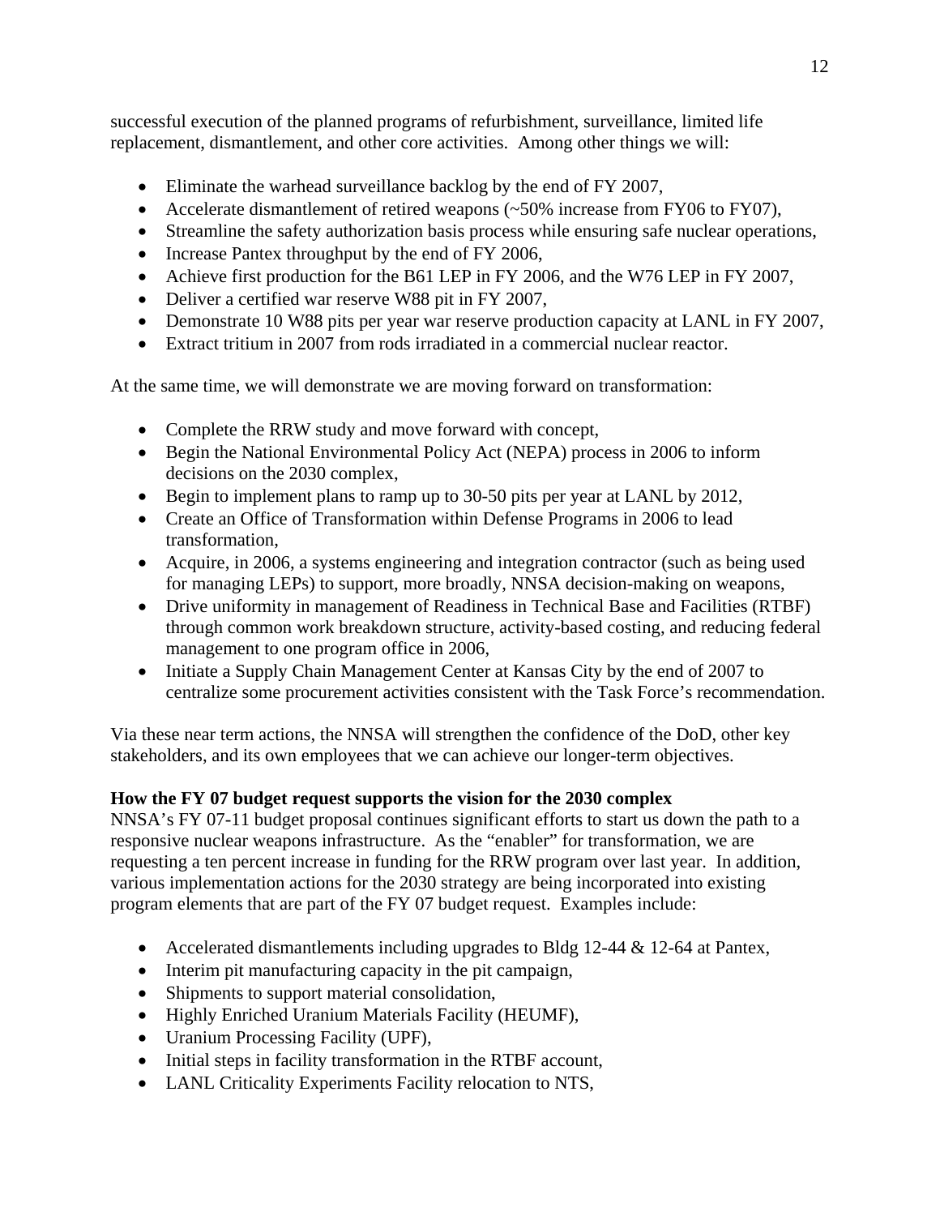successful execution of the planned programs of refurbishment, surveillance, limited life replacement, dismantlement, and other core activities. Among other things we will:

- Eliminate the warhead surveillance backlog by the end of FY 2007,
- Accelerate dismantlement of retired weapons (~50% increase from FY06 to FY07),
- Streamline the safety authorization basis process while ensuring safe nuclear operations,
- Increase Pantex throughput by the end of FY 2006,
- Achieve first production for the B61 LEP in FY 2006, and the W76 LEP in FY 2007,
- Deliver a certified war reserve W88 pit in FY 2007,
- Demonstrate 10 W88 pits per year war reserve production capacity at LANL in FY 2007,
- Extract tritium in 2007 from rods irradiated in a commercial nuclear reactor.

At the same time, we will demonstrate we are moving forward on transformation:

- Complete the RRW study and move forward with concept,
- Begin the National Environmental Policy Act (NEPA) process in 2006 to inform decisions on the 2030 complex,
- Begin to implement plans to ramp up to 30-50 pits per year at LANL by 2012,
- Create an Office of Transformation within Defense Programs in 2006 to lead transformation,
- Acquire, in 2006, a systems engineering and integration contractor (such as being used for managing LEPs) to support, more broadly, NNSA decision-making on weapons,
- Drive uniformity in management of Readiness in Technical Base and Facilities (RTBF) through common work breakdown structure, activity-based costing, and reducing federal management to one program office in 2006,
- Initiate a Supply Chain Management Center at Kansas City by the end of 2007 to centralize some procurement activities consistent with the Task Force's recommendation.

Via these near term actions, the NNSA will strengthen the confidence of the DoD, other key stakeholders, and its own employees that we can achieve our longer-term objectives.

**How the FY 07 budget request supports the vision for the 2030 complex**

NNSA's FY 07-11 budget proposal continues significant efforts to start us down the path to a responsive nuclear weapons infrastructure. As the "enabler" for transformation, we are requesting a ten percent increase in funding for the RRW program over last year. In addition, various implementation actions for the 2030 strategy are being incorporated into existing program elements that are part of the FY 07 budget request. Examples include:

- Accelerated dismantlements including upgrades to Bldg 12-44 & 12-64 at Pantex,
- Interim pit manufacturing capacity in the pit campaign,
- Shipments to support material consolidation,
- Highly Enriched Uranium Materials Facility (HEUMF),
- Uranium Processing Facility (UPF),
- Initial steps in facility transformation in the RTBF account,
- LANL Criticality Experiments Facility relocation to NTS,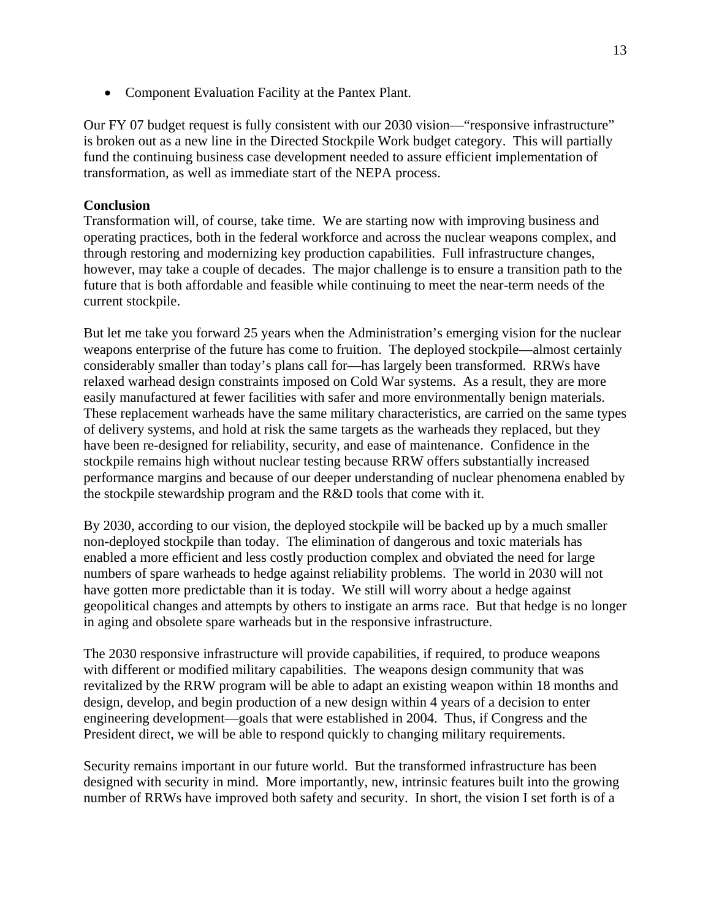- Component Evaluation Facility at the Pantex Plant.

Our FY 07 budget request is fully consistent with our 2030 vision—"responsive infrastructure" is broken out as a new line in the Directed Stockpile Work budget category. This will partially fund the continuing business case development needed to assure efficient implementation of transformation, as well as immediate start of the NEPA process.

**Conclusion**

Transformation will, of course, take time. We are starting now with improving business and operating practices, both in the federal workforce and across the nuclear weapons complex, and through restoring and modernizing key production capabilities. Full infrastructure changes, however, may take a couple of decades. The major challenge is to ensure a transition path to the future that is both affordable and feasible while continuing to meet the near-term needs of the current stockpile.

But let me take you forward 25 years when the Administration's emerging vision for the nuclear weapons enterprise of the future has come to fruition. The deployed stockpile—almost certainly considerably smaller than today's plans call for—has largely been transformed. RRWs have relaxed warhead design constraints imposed on Cold War systems. As a result, they are more easily manufactured at fewer facilities with safer and more environmentally benign materials. These replacement warheads have the same military characteristics, are carried on the same types of delivery systems, and hold at risk the same targets as the warheads they replaced, but they have been re-designed for reliability, security, and ease of maintenance. Confidence in the stockpile remains high without nuclear testing because RRW offers substantially increased performance margins and because of our deeper understanding of nuclear phenomena enabled by the stockpile stewardship program and the R&D tools that come with it.

By 2030, according to our vision, the deployed stockpile will be backed up by a much smaller non-deployed stockpile than today. The elimination of dangerous and toxic materials has enabled a more efficient and less costly production complex and obviated the need for large numbers of spare warheads to hedge against reliability problems. The world in 2030 will not have gotten more predictable than it is today. We still will worry about a hedge against geopolitical changes and attempts by others to instigate an arms race. But that hedge is no longer in aging and obsolete spare warheads but in the responsive infrastructure.

The 2030 responsive infrastructure will provide capabilities, if required, to produce weapons with different or modified military capabilities. The weapons design community that was revitalized by the RRW program will be able to adapt an existing weapon within 18 months and design, develop, and begin production of a new design within 4 years of a decision to enter engineering development—goals that were established in 2004. Thus, if Congress and the President direct, we will be able to respond quickly to changing military requirements.

Security remains important in our future world. But the transformed infrastructure has been designed with security in mind. More importantly, new, intrinsic features built into the growing number of RRWs have improved both safety and security. In short, the vision I set forth is of a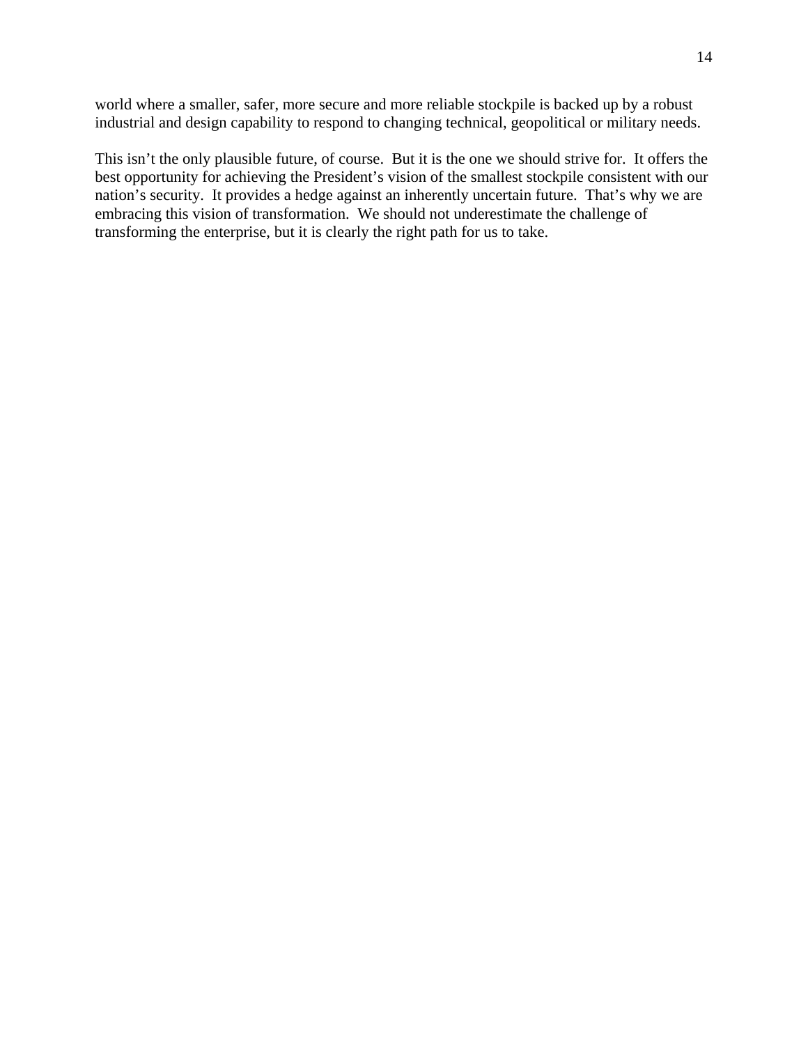world where a smaller, safer, more secure and more reliable stockpile is backed up by a robust industrial and design capability to respond to changing technical, geopolitical or military needs.

This isn't the only plausible future, of course. But it is the one we should strive for. It offers the best opportunity for achieving the President's vision of the smallest stockpile consistent with our nation's security. It provides a hedge against an inherently uncertain future. That's why we are embracing this vision of transformation. We should not underestimate the challenge of transforming the enterprise, but it is clearly the right path for us to take.